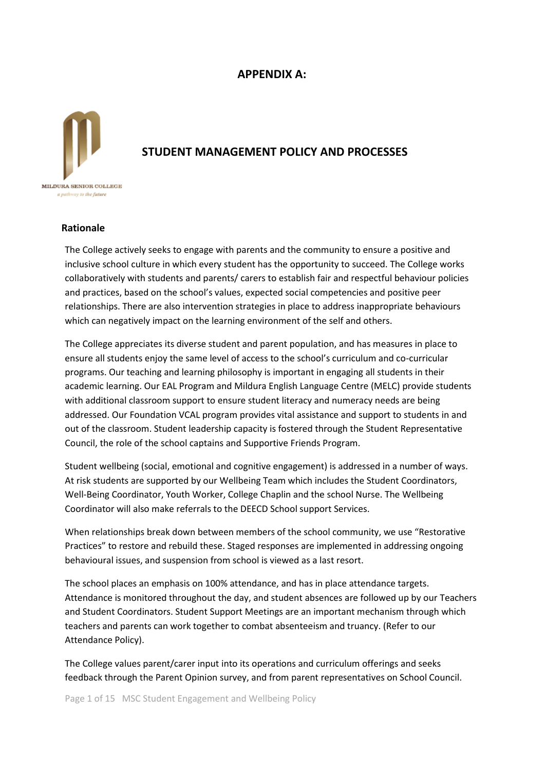# APPENDIX A:

## STUDENT MANAGEMENT POLICY AND PROCESSES

### Rationale

The College actively seeks to engage with parents and the community to ensure a positive and inclusive school culture in which every student has the opportunity to succeed. The College works collaboratively with students and parents/ carers to establish fair and respectful behaviour policies and practices, based on the school's values, expected social competencies and positive peer relationships. There are also intervention strategies in place to address inappropriate behaviours which can negatively impact on the learning environment of the self and others.

The College appreciates its diverse student and parent population, and has measures in place to ensure all students enjoy the same level of access to the school's curriculum and co-curricular programs. Our teaching and learning philosophy is important in engaging all students in their academic learning. Our EAL Program and Mildura English Language Centre (MELC) provide students with additional classroom support to ensure student literacy and numeracy needs are being addressed. Our Foundation VCAL program provides vital assistance and support to students in and out of the classroom. Student leadership capacity is fostered through the Student Representative Council, the role of the school captains and Supportive Friends Program.

Student wellbeing (social, emotional and cognitive engagement) is addressed in a number of ways. At risk students are supported by our Wellbeing Team which includes the Student Coordinators, Well-Being Coordinator, Youth Worker, College Chaplin and the school Nurse. The Wellbeing Coordinator will also make referrals to the DEECD School support Services.

When relationships break down between members of the school community, we use "Restorative Practices" to restore and rebuild these. Staged responses are implemented in addressing ongoing behavioural issues, and suspension from school is viewed as a last resort.

The school places an emphasis on 100% attendance, and has in place attendance targets. Attendance is monitored throughout the day, and student absences are followed up by our Teachers and Student Coordinators. Student Support Meetings are an important mechanism through which teachers and parents can work together to combat absenteeism and truancy. (Refer to our Attendance Policy).

The College values parent/carer input into its operations and curriculum offerings and seeks feedback through the Parent Opinion survey, and from parent representatives on School Council.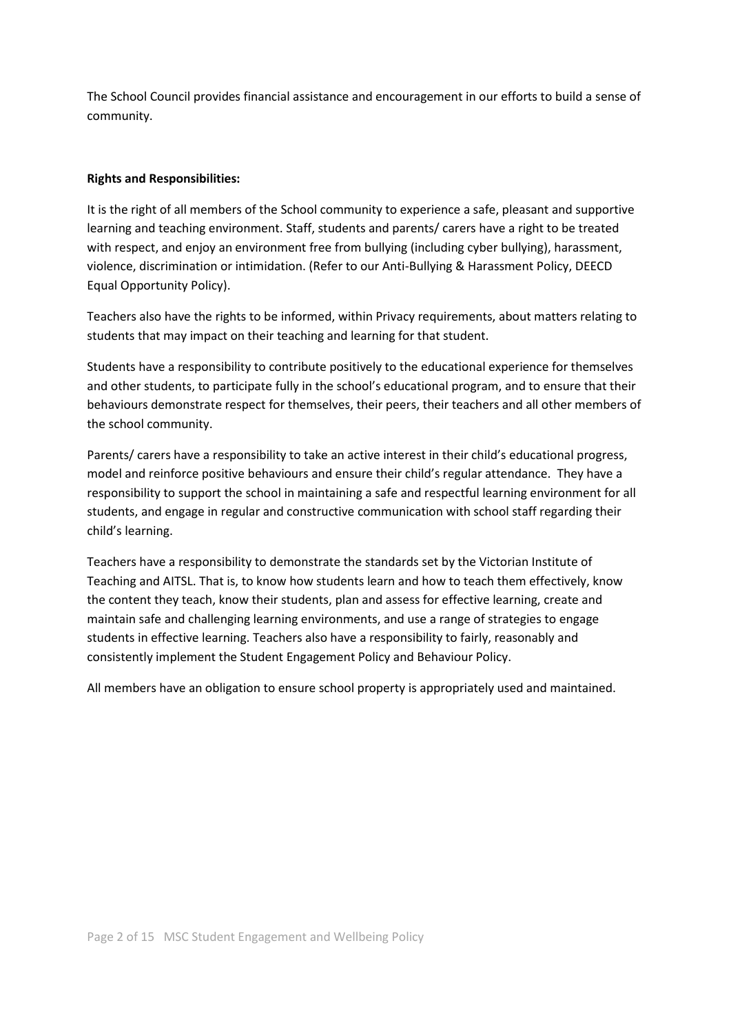The School Council provides financial assistance and encouragement in our efforts to build a sense of community.

**Rights and Responsibilities:**

It is the right of all members of the School community to experience a safe, pleasant and supportive learning and teaching environment. Staff, students and parents/ carers have a right to be treated with respect, and enjoy an environment free from bullying (including cyber bullying), harassment, violence, discrimination or intimidation. (Refer to our Anti-Bullying & Harassment Policy, DEECD Equal Opportunity Policy).

Teachers also have the rights to be informed, within Privacy requirements, about matters relating to students that may impact on their teaching and learning for that student.

Students have a responsibility to contribute positively to the educational experience for themselves and other students, to participate fully in the school's educational program, and to ensure that their behaviours demonstrate respect for themselves, their peers, their teachers and all other members of the school community.

Parents/ carers have a responsibility to take an active interest in their child's educational progress, model and reinforce positive behaviours and ensure their child's regular attendance. They have a responsibility to support the school in maintaining a safe and respectful learning environment for all students, and engage in regular and constructive communication with school staff regarding their child's learning.

Teachers have a responsibility to demonstrate the standards set by the Victorian Institute of Teaching and AITSL. That is, to know how students learn and how to teach them effectively, know the content they teach, know their students, plan and assess for effective learning, create and maintain safe and challenging learning environments, and use a range of strategies to engage students in effective learning. Teachers also have a responsibility to fairly, reasonably and consistently implement the Student Engagement Policy and Behaviour Policy.

All members have an obligation to ensure school property is appropriately used and maintained.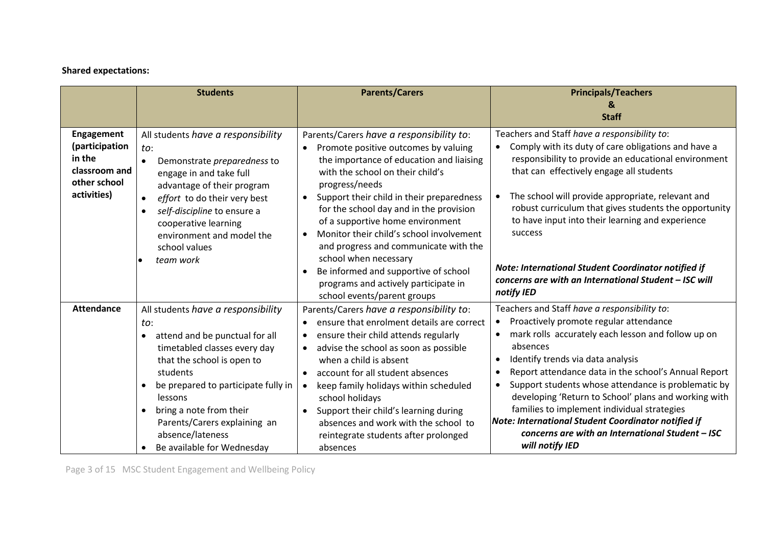**Shared expectations:**

| | **Students** | **Parents/Carers** | **Principals/Teachers & Staff** |
|---|---|---|---|
| **Engagement (participation in the classroom and other school activities)** | All students *have a responsibility to*:<br>• Demonstrate *preparedness* to engage in and take full advantage of their program<br>• *effort* to do their very best<br>• *self-discipline* to ensure a cooperative learning environment and model the school values<br>• *team work* | Parents/Carers *have a responsibility to*:<br>• Promote positive outcomes by valuing the importance of education and liaising with the school on their child's progress/needs<br>• Support their child in their preparedness for the school day and in the provision of a supportive home environment<br>• Monitor their child's school involvement and progress and communicate with the school when necessary<br>• Be informed and supportive of school programs and actively participate in school events/parent groups | Teachers and Staff *have a responsibility to*:<br>• Comply with its duty of care obligations and have a responsibility to provide an educational environment that can effectively engage all students<br>• The school will provide appropriate, relevant and robust curriculum that gives students the opportunity to have input into their learning and experience success<br>***Note: International Student Coordinator notified if concerns are with an International Student – ISC will notify IED*** |
| **Attendance** | All students *have a responsibility to*:<br>• attend and be punctual for all timetabled classes every day that the school is open to students<br>• be prepared to participate fully in lessons<br>• bring a note from their Parents/Carers explaining an absence/lateness<br>• Be available for Wednesday | Parents/Carers *have a responsibility to*:<br>• ensure that enrolment details are correct<br>• ensure their child attends regularly<br>• advise the school as soon as possible when a child is absent<br>• account for all student absences<br>• keep family holidays within scheduled school holidays<br>• Support their child's learning during absences and work with the school to reintegrate students after prolonged absences | Teachers and Staff *have a responsibility to*:<br>• Proactively promote regular attendance<br>• mark rolls accurately each lesson and follow up on absences<br>• Identify trends via data analysis<br>• Report attendance data in the school's Annual Report<br>• Support students whose attendance is problematic by developing 'Return to School' plans and working with families to implement individual strategies<br>***Note: International Student Coordinator notified if concerns are with an International Student – ISC will notify IED*** |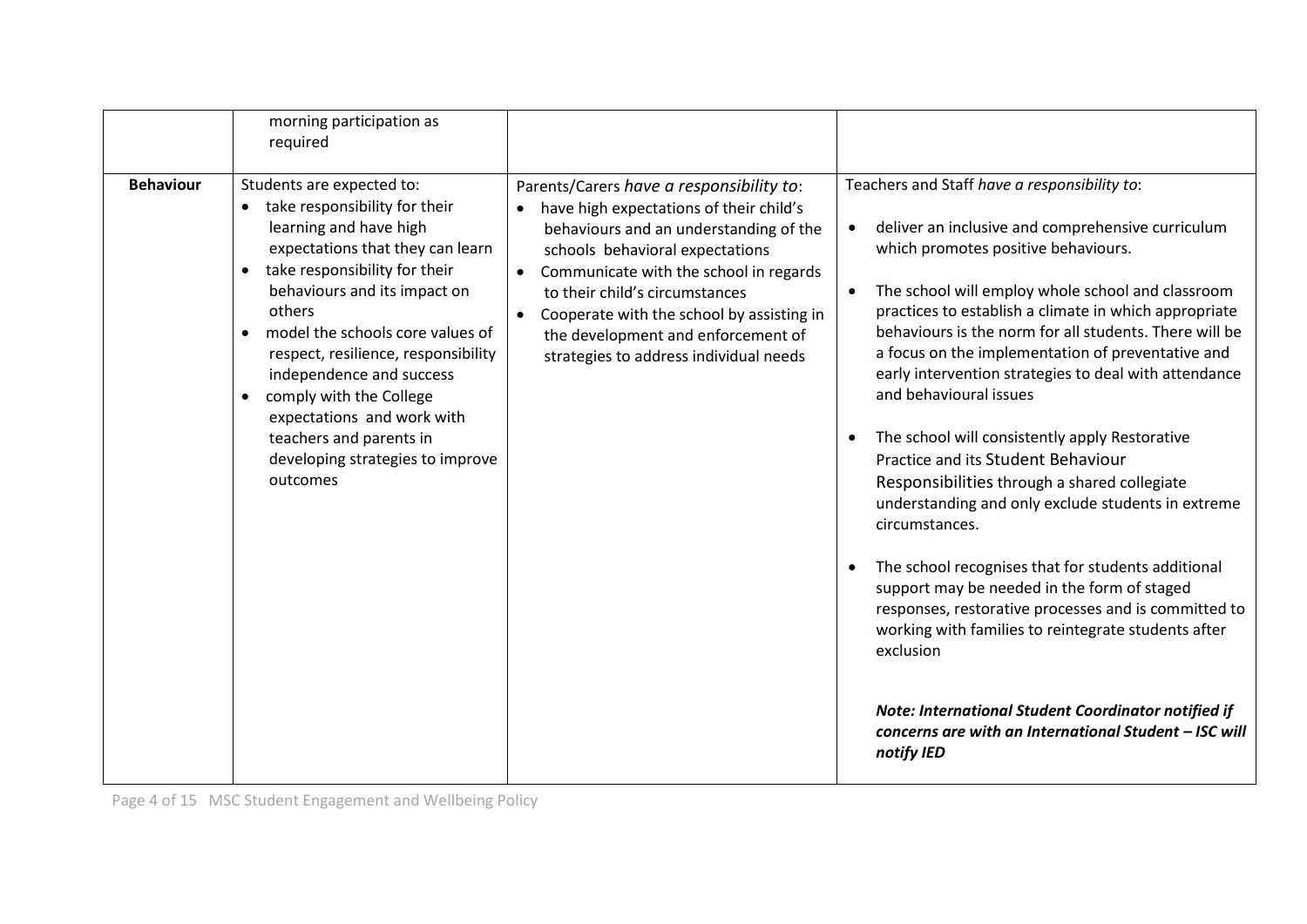|  | morning participation as required |  |  |
|---|---|---|---|
| **Behaviour** | Students are expected to:<br>• take responsibility for their learning and have high expectations that they can learn<br>• take responsibility for their behaviours and its impact on others<br>• model the schools core values of respect, resilience, responsibility independence and success<br>• comply with the College expectations and work with teachers and parents in developing strategies to improve outcomes | Parents/Carers *have a responsibility to*:<br>• have high expectations of their child's behaviours and an understanding of the schools behavioral expectations<br>• Communicate with the school in regards to their child's circumstances<br>• Cooperate with the school by assisting in the development and enforcement of strategies to address individual needs | Teachers and Staff *have a responsibility to*:<br>• deliver an inclusive and comprehensive curriculum which promotes positive behaviours.<br>• The school will employ whole school and classroom practices to establish a climate in which appropriate behaviours is the norm for all students. There will be a focus on the implementation of preventative and early intervention strategies to deal with attendance and behavioural issues<br>• The school will consistently apply Restorative Practice and its Student Behaviour Responsibilities through a shared collegiate understanding and only exclude students in extreme circumstances.<br>• The school recognises that for students additional support may be needed in the form of staged responses, restorative processes and is committed to working with families to reintegrate students after exclusion<br><br>***Note: International Student Coordinator notified if concerns are with an International Student – ISC will notify IED*** |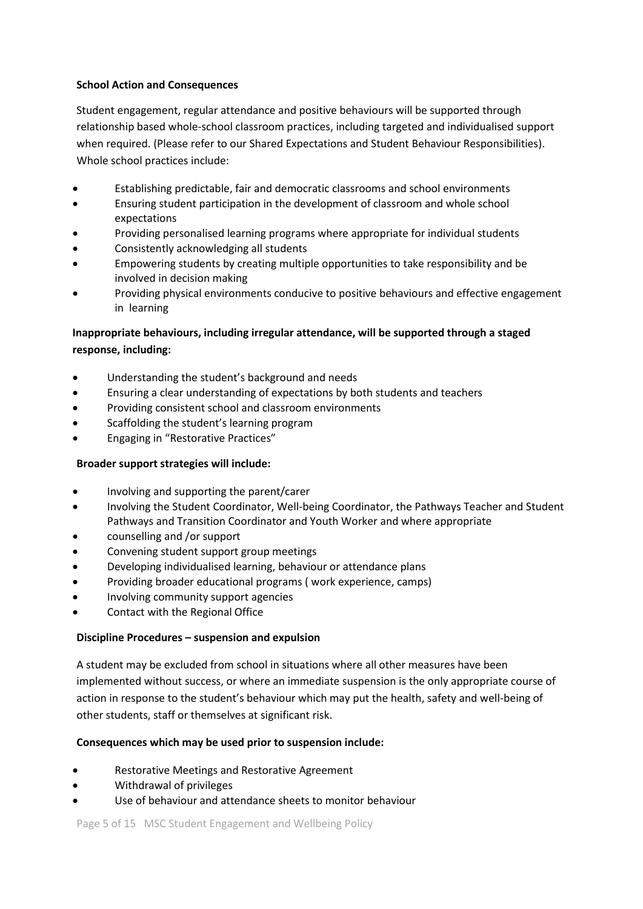**School Action and Consequences**

Student engagement, regular attendance and positive behaviours will be supported through relationship based whole-school classroom practices, including targeted and individualised support when required. (Please refer to our Shared Expectations and Student Behaviour Responsibilities). Whole school practices include:

- Establishing predictable, fair and democratic classrooms and school environments
- Ensuring student participation in the development of classroom and whole school expectations
- Providing personalised learning programs where appropriate for individual students
- Consistently acknowledging all students
- Empowering students by creating multiple opportunities to take responsibility and be involved in decision making
- Providing physical environments conducive to positive behaviours and effective engagement in learning

**Inappropriate behaviours, including irregular attendance, will be supported through a staged response, including:**

- Understanding the student's background and needs
- Ensuring a clear understanding of expectations by both students and teachers
- Providing consistent school and classroom environments
- Scaffolding the student's learning program
- Engaging in "Restorative Practices"

**Broader support strategies will include:**

- Involving and supporting the parent/carer
- Involving the Student Coordinator, Well-being Coordinator, the Pathways Teacher and Student Pathways and Transition Coordinator and Youth Worker and where appropriate
- counselling and /or support
- Convening student support group meetings
- Developing individualised learning, behaviour or attendance plans
- Providing broader educational programs ( work experience, camps)
- Involving community support agencies
- Contact with the Regional Office

**Discipline Procedures – suspension and expulsion**

A student may be excluded from school in situations where all other measures have been implemented without success, or where an immediate suspension is the only appropriate course of action in response to the student's behaviour which may put the health, safety and well-being of other students, staff or themselves at significant risk.

**Consequences which may be used prior to suspension include:**

- Restorative Meetings and Restorative Agreement
- Withdrawal of privileges
- Use of behaviour and attendance sheets to monitor behaviour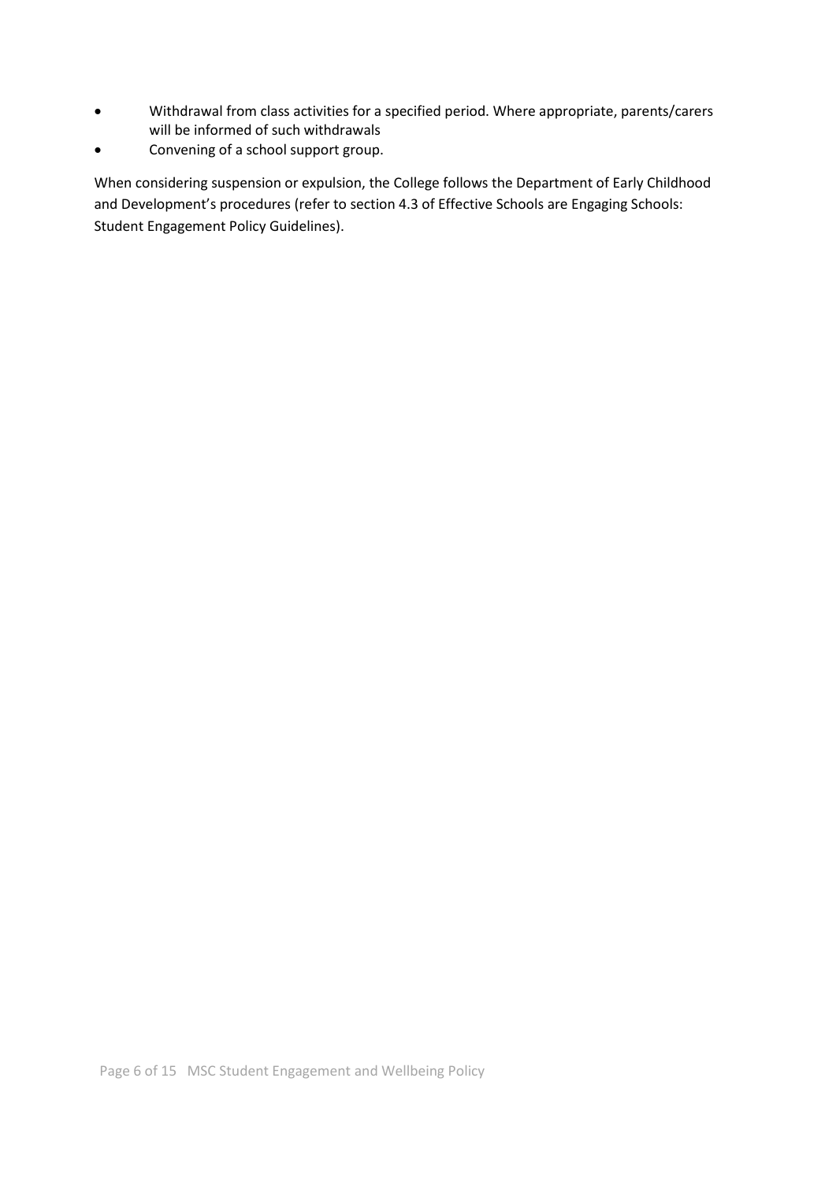- Withdrawal from class activities for a specified period. Where appropriate, parents/carers will be informed of such withdrawals
- Convening of a school support group.

When considering suspension or expulsion, the College follows the Department of Early Childhood and Development's procedures (refer to section 4.3 of Effective Schools are Engaging Schools: Student Engagement Policy Guidelines).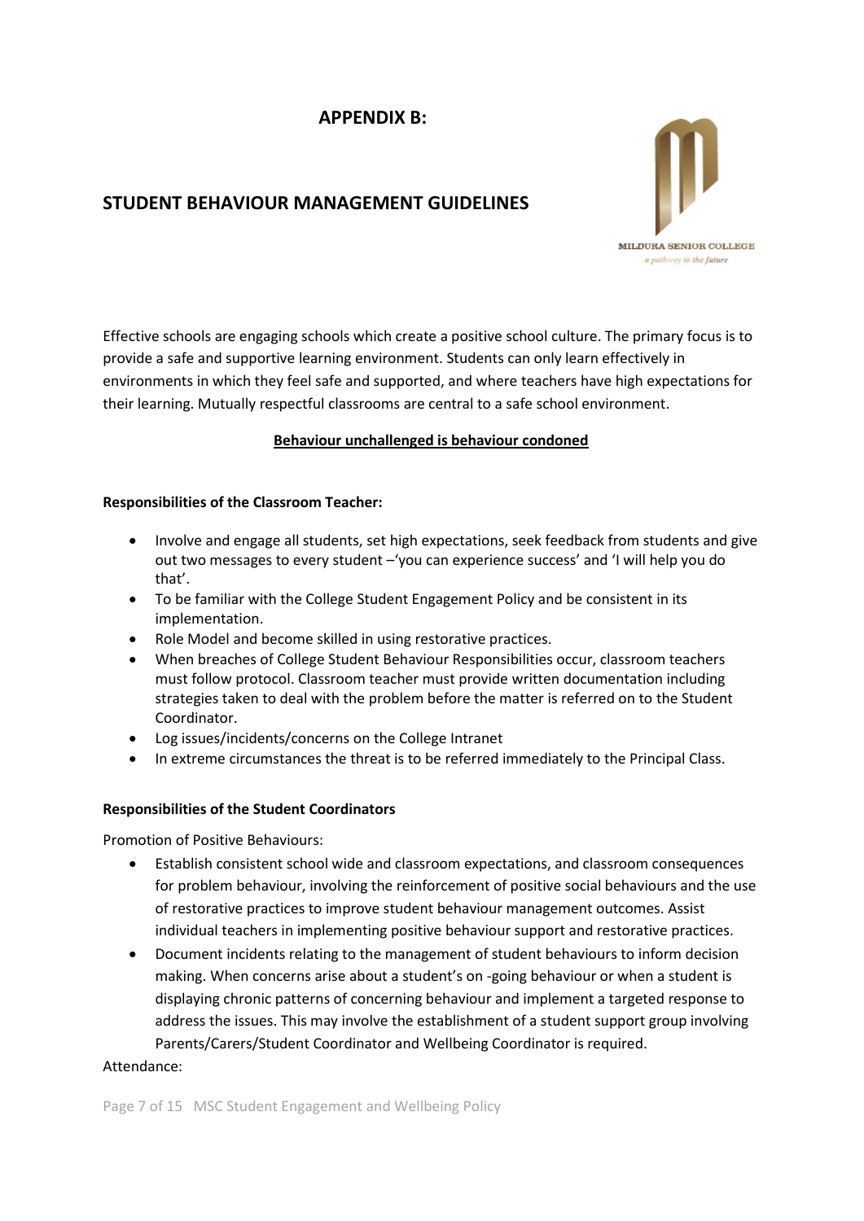## APPENDIX B:

## STUDENT BEHAVIOUR MANAGEMENT GUIDELINES

Effective schools are engaging schools which create a positive school culture. The primary focus is to provide a safe and supportive learning environment. Students can only learn effectively in environments in which they feel safe and supported, and where teachers have high expectations for their learning. Mutually respectful classrooms are central to a safe school environment.

**<u>Behaviour unchallenged is behaviour condoned</u>**

**Responsibilities of the Classroom Teacher:**

- Involve and engage all students, set high expectations, seek feedback from students and give out two messages to every student –'you can experience success' and 'I will help you do that'.
- To be familiar with the College Student Engagement Policy and be consistent in its implementation.
- Role Model and become skilled in using restorative practices.
- When breaches of College Student Behaviour Responsibilities occur, classroom teachers must follow protocol. Classroom teacher must provide written documentation including strategies taken to deal with the problem before the matter is referred on to the Student Coordinator.
- Log issues/incidents/concerns on the College Intranet
- In extreme circumstances the threat is to be referred immediately to the Principal Class.

**Responsibilities of the Student Coordinators**

Promotion of Positive Behaviours:

- Establish consistent school wide and classroom expectations, and classroom consequences for problem behaviour, involving the reinforcement of positive social behaviours and the use of restorative practices to improve student behaviour management outcomes. Assist individual teachers in implementing positive behaviour support and restorative practices.
- Document incidents relating to the management of student behaviours to inform decision making. When concerns arise about a student's on -going behaviour or when a student is displaying chronic patterns of concerning behaviour and implement a targeted response to address the issues. This may involve the establishment of a student support group involving Parents/Carers/Student Coordinator and Wellbeing Coordinator is required.

Attendance: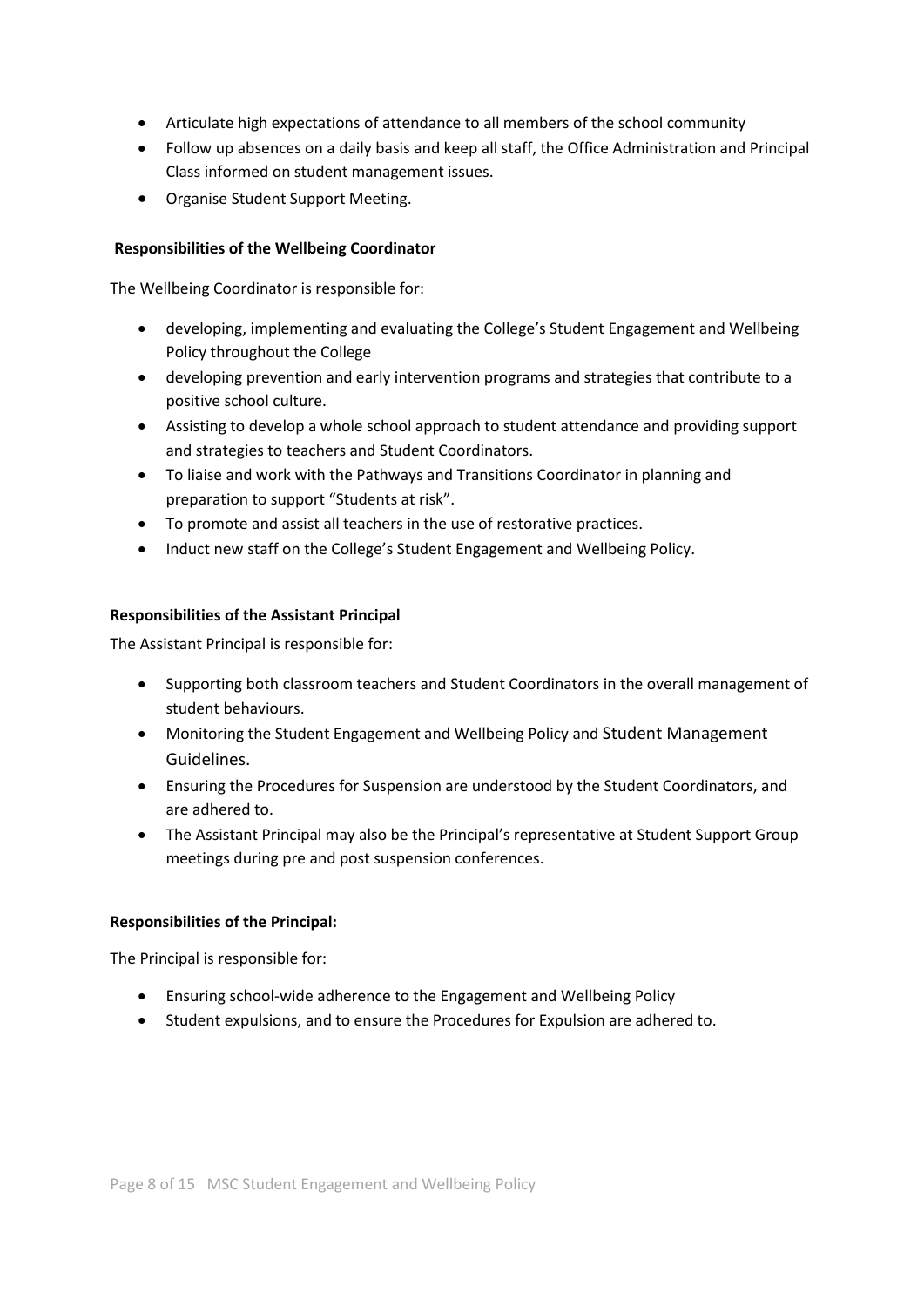- Articulate high expectations of attendance to all members of the school community
- Follow up absences on a daily basis and keep all staff, the Office Administration and Principal Class informed on student management issues.
- Organise Student Support Meeting.

**Responsibilities of the Wellbeing Coordinator**

The Wellbeing Coordinator is responsible for:

- developing, implementing and evaluating the College's Student Engagement and Wellbeing Policy throughout the College
- developing prevention and early intervention programs and strategies that contribute to a positive school culture.
- Assisting to develop a whole school approach to student attendance and providing support and strategies to teachers and Student Coordinators.
- To liaise and work with the Pathways and Transitions Coordinator in planning and preparation to support "Students at risk".
- To promote and assist all teachers in the use of restorative practices.
- Induct new staff on the College's Student Engagement and Wellbeing Policy.

**Responsibilities of the Assistant Principal**

The Assistant Principal is responsible for:

- Supporting both classroom teachers and Student Coordinators in the overall management of student behaviours.
- Monitoring the Student Engagement and Wellbeing Policy and Student Management Guidelines.
- Ensuring the Procedures for Suspension are understood by the Student Coordinators, and are adhered to.
- The Assistant Principal may also be the Principal's representative at Student Support Group meetings during pre and post suspension conferences.

**Responsibilities of the Principal:**

The Principal is responsible for:

- Ensuring school-wide adherence to the Engagement and Wellbeing Policy
- Student expulsions, and to ensure the Procedures for Expulsion are adhered to.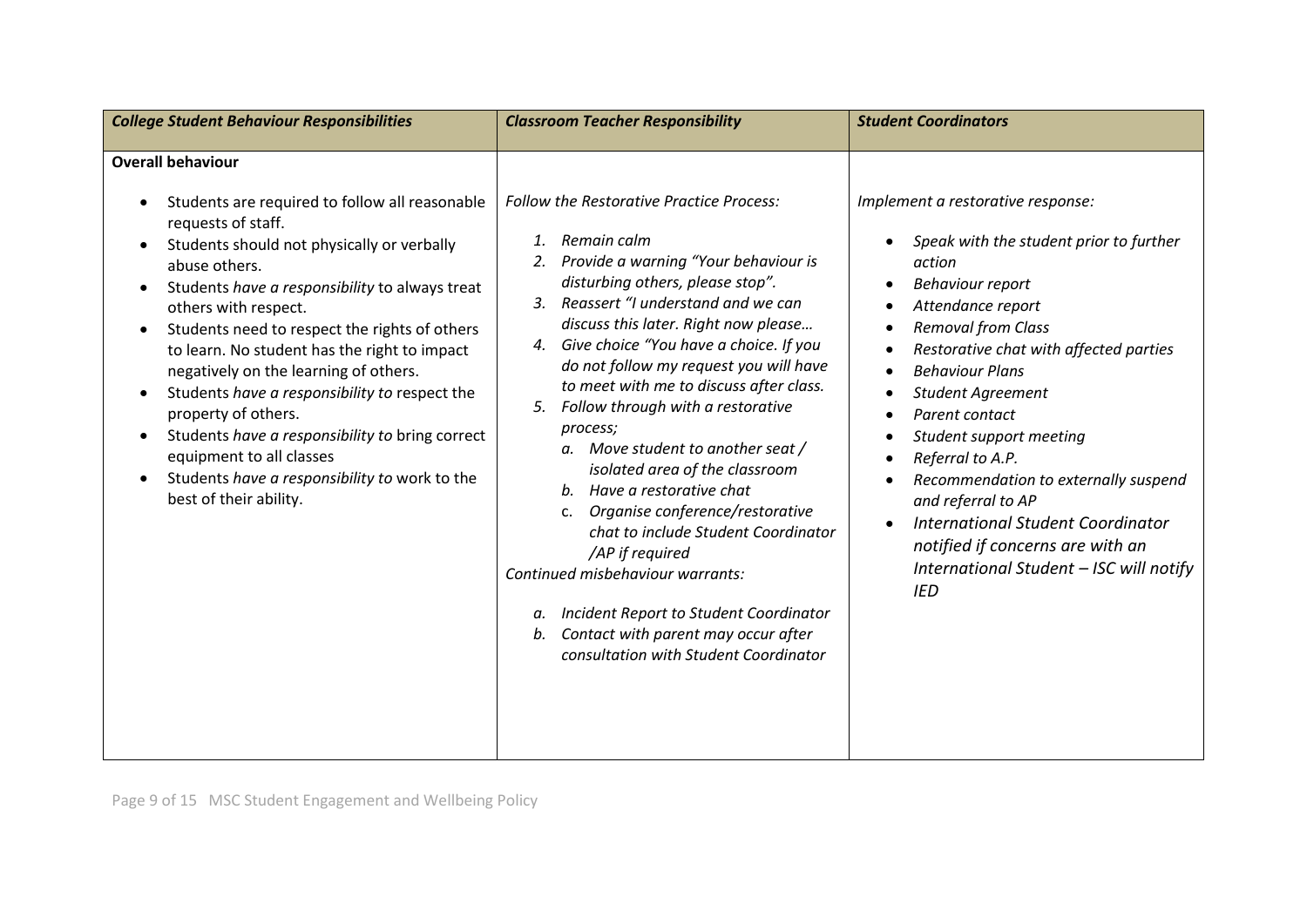| *College Student Behaviour Responsibilities* | *Classroom Teacher Responsibility* | *Student Coordinators* |
|---|---|---|
| **Overall behaviour**<br><br>• Students are required to follow all reasonable requests of staff.<br>• Students should not physically or verbally abuse others.<br>• Students *have a responsibility* to always treat others with respect.<br>• Students need to respect the rights of others to learn. No student has the right to impact negatively on the learning of others.<br>• Students *have a responsibility to* respect the property of others.<br>• Students *have a responsibility to* bring correct equipment to all classes<br>• Students *have a responsibility to* work to the best of their ability. | *Follow the Restorative Practice Process:*<br><br>1. *Remain calm*<br>2. *Provide a warning "Your behaviour is disturbing others, please stop".*<br>3. *Reassert "I understand and we can discuss this later. Right now please…*<br>4. *Give choice "You have a choice. If you do not follow my request you will have to meet with me to discuss after class.*<br>5. *Follow through with a restorative process;*<br>&nbsp;&nbsp;&nbsp;a. *Move student to another seat / isolated area of the classroom*<br>&nbsp;&nbsp;&nbsp;b. *Have a restorative chat*<br>&nbsp;&nbsp;&nbsp;c. *Organise conference/restorative chat to include Student Coordinator /AP if required*<br><br>*Continued misbehaviour warrants:*<br><br>a. *Incident Report to Student Coordinator*<br>b. *Contact with parent may occur after consultation with Student Coordinator* | *Implement a restorative response:*<br><br>• *Speak with the student prior to further action*<br>• *Behaviour report*<br>• *Attendance report*<br>• *Removal from Class*<br>• *Restorative chat with affected parties*<br>• *Behaviour Plans*<br>• *Student Agreement*<br>• *Parent contact*<br>• *Student support meeting*<br>• *Referral to A.P.*<br>• *Recommendation to externally suspend and referral to AP*<br>• *International Student Coordinator notified if concerns are with an International Student – ISC will notify IED* |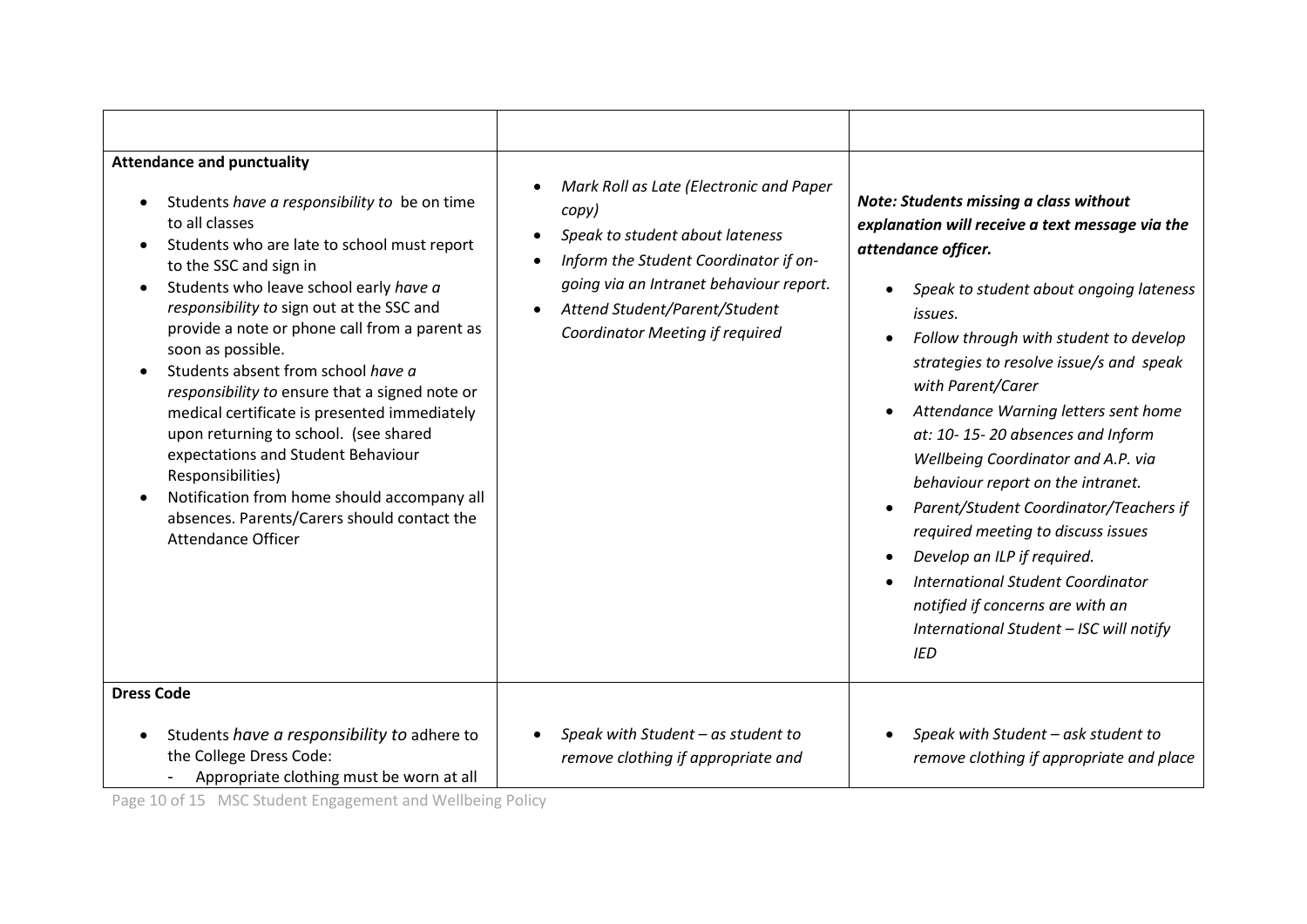| | | |
|---|---|---|
| **Attendance and punctuality**<br><br>• Students *have a responsibility to* be on time to all classes<br>• Students who are late to school must report to the SSC and sign in<br>• Students who leave school early *have a responsibility to* sign out at the SSC and provide a note or phone call from a parent as soon as possible.<br>• Students absent from school *have a responsibility to* ensure that a signed note or medical certificate is presented immediately upon returning to school. (see shared expectations and Student Behaviour Responsibilities)<br>• Notification from home should accompany all absences. Parents/Carers should contact the Attendance Officer | • *Mark Roll as Late (Electronic and Paper copy)*<br>• *Speak to student about lateness*<br>• *Inform the Student Coordinator if on-going via an Intranet behaviour report.*<br>• *Attend Student/Parent/Student Coordinator Meeting if required* | ***Note: Students missing a class without explanation will receive a text message via the attendance officer.***<br><br>• *Speak to student about ongoing lateness issues.*<br>• *Follow through with student to develop strategies to resolve issue/s and speak with Parent/Carer*<br>• *Attendance Warning letters sent home at: 10- 15- 20 absences and Inform Wellbeing Coordinator and A.P. via behaviour report on the intranet.*<br>• *Parent/Student Coordinator/Teachers if required meeting to discuss issues*<br>• *Develop an ILP if required.*<br>• *International Student Coordinator notified if concerns are with an International Student – ISC will notify IED* |
| **Dress Code**<br><br>• Students *have a responsibility to* adhere to the College Dress Code:<br>- Appropriate clothing must be worn at all | • *Speak with Student – as student to remove clothing if appropriate and* | • *Speak with Student – ask student to remove clothing if appropriate and place* |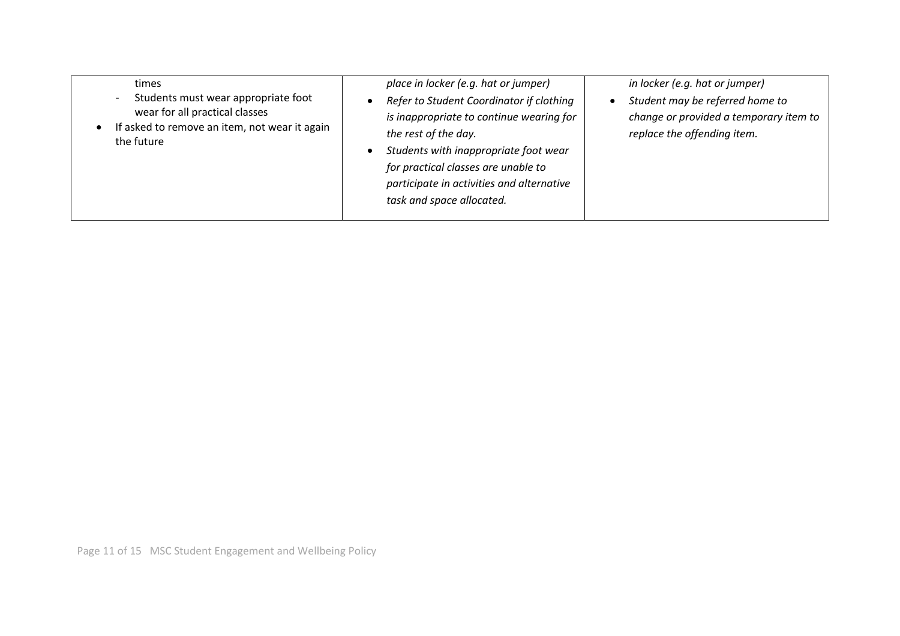| | | |
|---|---|---|
| times<br>- Students must wear appropriate foot wear for all practical classes<br>• If asked to remove an item, not wear it again the future | *place in locker (e.g. hat or jumper)*<br>• *Refer to Student Coordinator if clothing is inappropriate to continue wearing for the rest of the day.*<br>• *Students with inappropriate foot wear for practical classes are unable to participate in activities and alternative task and space allocated.* | *in locker (e.g. hat or jumper)*<br>• *Student may be referred home to change or provided a temporary item to replace the offending item.* |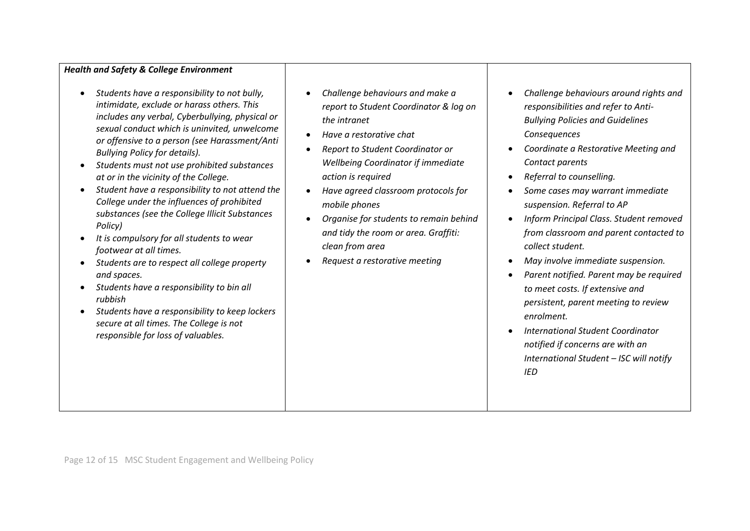| ***Health and Safety & College Environment***<br><br>• *Students have a responsibility to not bully, intimidate, exclude or harass others. This includes any verbal, Cyberbullying, physical or sexual conduct which is uninvited, unwelcome or offensive to a person (see Harassment/Anti Bullying Policy for details).*<br>• *Students must not use prohibited substances at or in the vicinity of the College.*<br>• *Student have a responsibility to not attend the College under the influences of prohibited substances (see the College Illicit Substances Policy)*<br>• *It is compulsory for all students to wear footwear at all times.*<br>• *Students are to respect all college property and spaces.*<br>• *Students have a responsibility to bin all rubbish*<br>• *Students have a responsibility to keep lockers secure at all times. The College is not responsible for loss of valuables.* | • *Challenge behaviours and make a report to Student Coordinator & log on the intranet*<br>• *Have a restorative chat*<br>• *Report to Student Coordinator or Wellbeing Coordinator if immediate action is required*<br>• *Have agreed classroom protocols for mobile phones*<br>• *Organise for students to remain behind and tidy the room or area. Graffiti: clean from area*<br>• *Request a restorative meeting* | • *Challenge behaviours around rights and responsibilities and refer to Anti-Bullying Policies and Guidelines Consequences*<br>• *Coordinate a Restorative Meeting and Contact parents*<br>• *Referral to counselling.*<br>• *Some cases may warrant immediate suspension. Referral to AP*<br>• *Inform Principal Class. Student removed from classroom and parent contacted to collect student.*<br>• *May involve immediate suspension.*<br>• *Parent notified. Parent may be required to meet costs. If extensive and persistent, parent meeting to review enrolment.*<br>• *International Student Coordinator notified if concerns are with an International Student – ISC will notify IED* |
|---|---|---|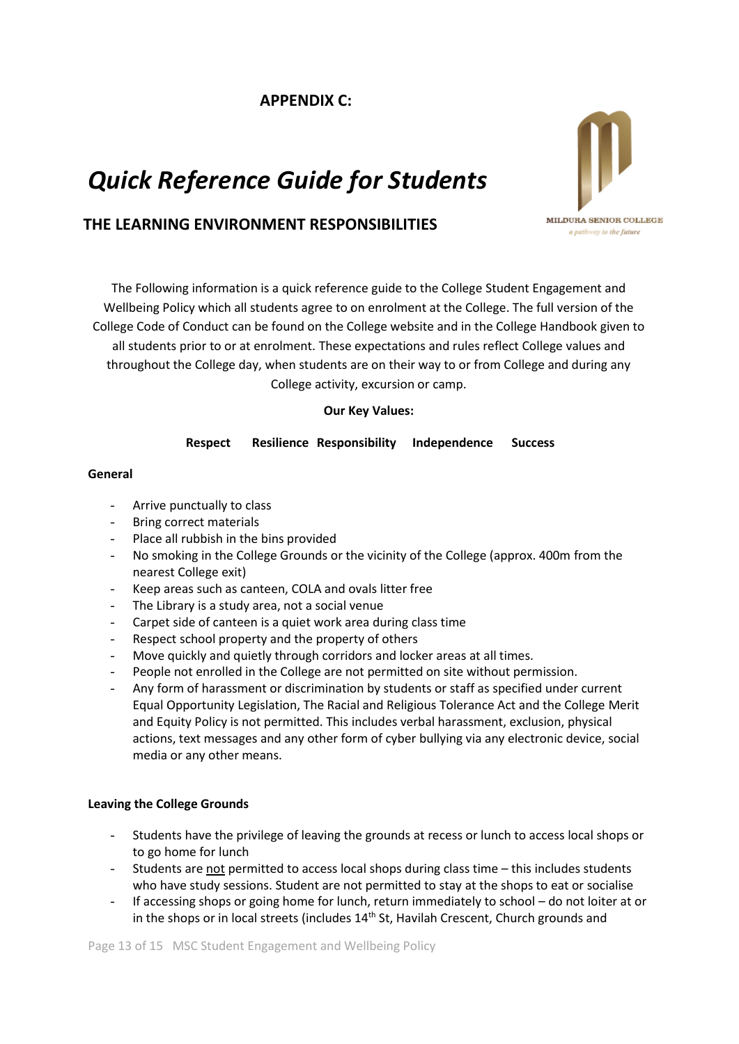**APPENDIX C:**

# *Quick Reference Guide for Students*

## THE LEARNING ENVIRONMENT RESPONSIBILITIES

MILDURA SENIOR COLLEGE
*a pathway to the future*

The Following information is a quick reference guide to the College Student Engagement and Wellbeing Policy which all students agree to on enrolment at the College. The full version of the College Code of Conduct can be found on the College website and in the College Handbook given to all students prior to or at enrolment. These expectations and rules reflect College values and throughout the College day, when students are on their way to or from College and during any College activity, excursion or camp.

**Our Key Values:**

**Respect Resilience Responsibility Independence Success**

**General**

- Arrive punctually to class
- Bring correct materials
- Place all rubbish in the bins provided
- No smoking in the College Grounds or the vicinity of the College (approx. 400m from the nearest College exit)
- Keep areas such as canteen, COLA and ovals litter free
- The Library is a study area, not a social venue
- Carpet side of canteen is a quiet work area during class time
- Respect school property and the property of others
- Move quickly and quietly through corridors and locker areas at all times.
- People not enrolled in the College are not permitted on site without permission.
- Any form of harassment or discrimination by students or staff as specified under current Equal Opportunity Legislation, The Racial and Religious Tolerance Act and the College Merit and Equity Policy is not permitted. This includes verbal harassment, exclusion, physical actions, text messages and any other form of cyber bullying via any electronic device, social media or any other means.

**Leaving the College Grounds**

- Students have the privilege of leaving the grounds at recess or lunch to access local shops or to go home for lunch
- Students are <u>not</u> permitted to access local shops during class time – this includes students who have study sessions. Student are not permitted to stay at the shops to eat or socialise
- If accessing shops or going home for lunch, return immediately to school – do not loiter at or in the shops or in local streets (includes 14th St, Havilah Crescent, Church grounds and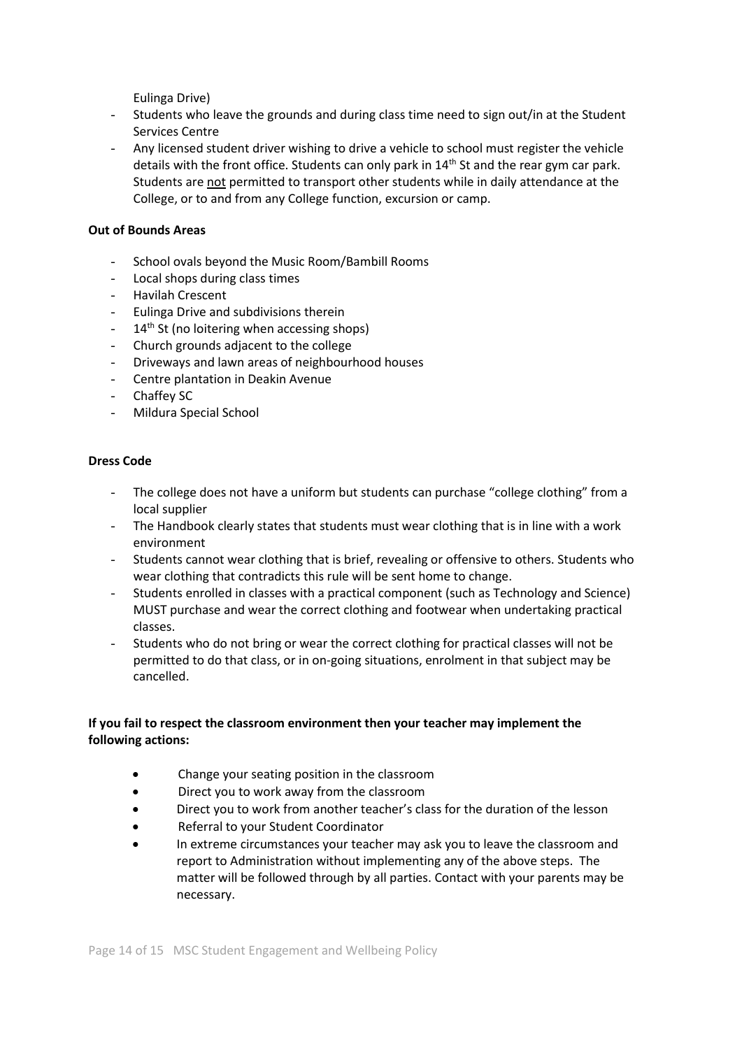Eulinga Drive)

- Students who leave the grounds and during class time need to sign out/in at the Student Services Centre
- Any licensed student driver wishing to drive a vehicle to school must register the vehicle details with the front office. Students can only park in 14th St and the rear gym car park. Students are not permitted to transport other students while in daily attendance at the College, or to and from any College function, excursion or camp.

**Out of Bounds Areas**

- School ovals beyond the Music Room/Bambill Rooms
- Local shops during class times
- Havilah Crescent
- Eulinga Drive and subdivisions therein
- 14th St (no loitering when accessing shops)
- Church grounds adjacent to the college
- Driveways and lawn areas of neighbourhood houses
- Centre plantation in Deakin Avenue
- Chaffey SC
- Mildura Special School

**Dress Code**

- The college does not have a uniform but students can purchase "college clothing" from a local supplier
- The Handbook clearly states that students must wear clothing that is in line with a work environment
- Students cannot wear clothing that is brief, revealing or offensive to others. Students who wear clothing that contradicts this rule will be sent home to change.
- Students enrolled in classes with a practical component (such as Technology and Science) MUST purchase and wear the correct clothing and footwear when undertaking practical classes.
- Students who do not bring or wear the correct clothing for practical classes will not be permitted to do that class, or in on-going situations, enrolment in that subject may be cancelled.

**If you fail to respect the classroom environment then your teacher may implement the following actions:**

- Change your seating position in the classroom
- Direct you to work away from the classroom
- Direct you to work from another teacher's class for the duration of the lesson
- Referral to your Student Coordinator
- In extreme circumstances your teacher may ask you to leave the classroom and report to Administration without implementing any of the above steps. The matter will be followed through by all parties. Contact with your parents may be necessary.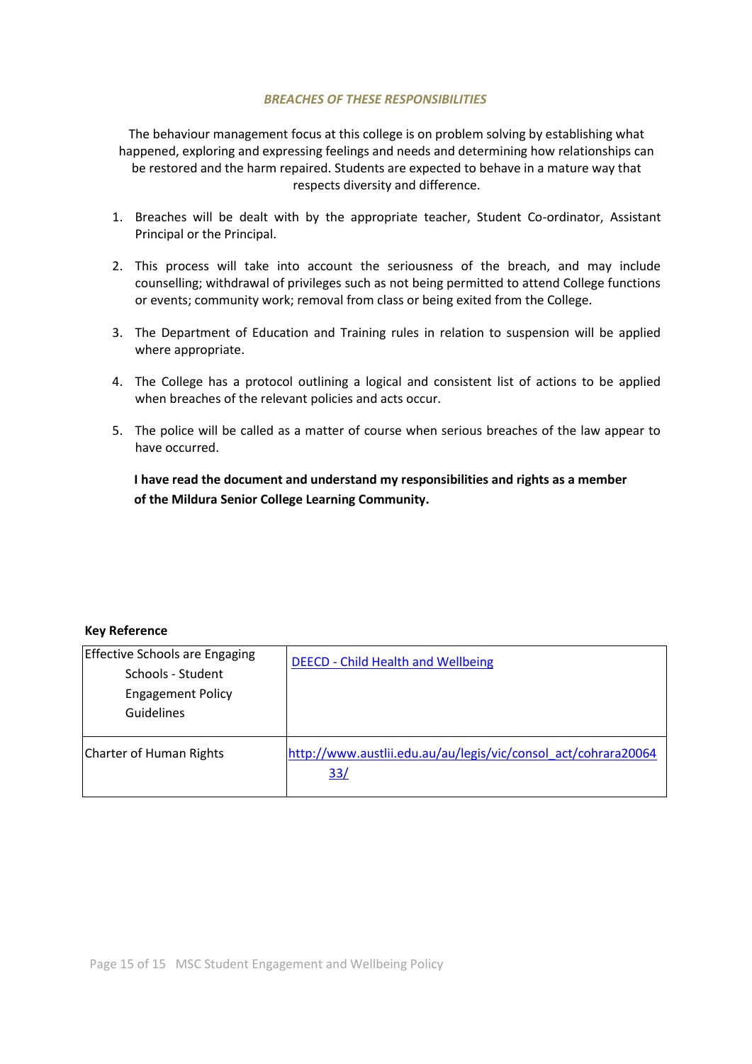### *BREACHES OF THESE RESPONSIBILITIES*

The behaviour management focus at this college is on problem solving by establishing what happened, exploring and expressing feelings and needs and determining how relationships can be restored and the harm repaired. Students are expected to behave in a mature way that respects diversity and difference.

1. Breaches will be dealt with by the appropriate teacher, Student Co-ordinator, Assistant Principal or the Principal.
2. This process will take into account the seriousness of the breach, and may include counselling; withdrawal of privileges such as not being permitted to attend College functions or events; community work; removal from class or being exited from the College.
3. The Department of Education and Training rules in relation to suspension will be applied where appropriate.
4. The College has a protocol outlining a logical and consistent list of actions to be applied when breaches of the relevant policies and acts occur.
5. The police will be called as a matter of course when serious breaches of the law appear to have occurred.

**I have read the document and understand my responsibilities and rights as a member of the Mildura Senior College Learning Community.**

**Key Reference**

| | |
|---|---|
| Effective Schools are Engaging Schools - Student Engagement Policy Guidelines | DEECD - Child Health and Wellbeing |
| Charter of Human Rights | http://www.austlii.edu.au/au/legis/vic/consol_act/cohrara2006433/ |